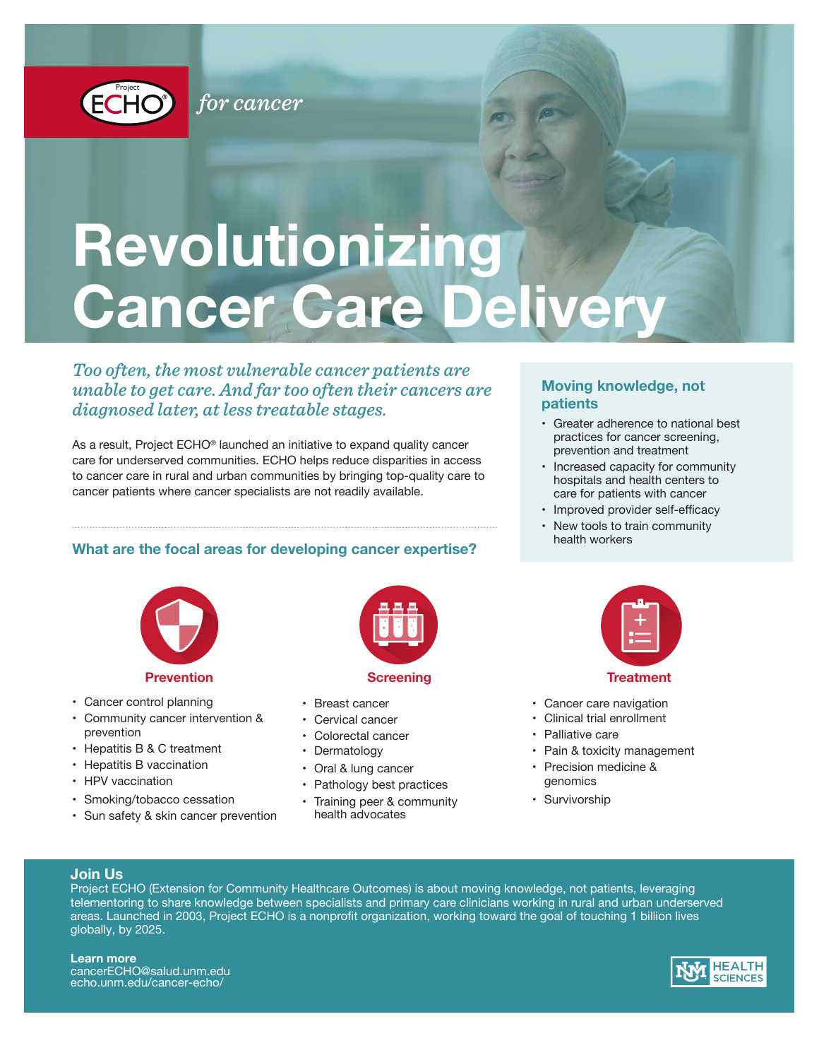Project ECHO® *for cancer*

# Revolutionizing Cancer Care Delivery

*Too often, the most vulnerable cancer patients are unable to get care. And far too often their cancers are diagnosed later, at less treatable stages.*

As a result, Project ECHO® launched an initiative to expand quality cancer care for underserved communities. ECHO helps reduce disparities in access to cancer care in rural and urban communities by bringing top-quality care to cancer patients where cancer specialists are not readily available.

### Moving knowledge, not patients

- Greater adherence to national best practices for cancer screening, prevention and treatment
- Increased capacity for community hospitals and health centers to care for patients with cancer
- Improved provider self-efficacy
- New tools to train community health workers

## What are the focal areas for developing cancer expertise?

### Prevention

- Cancer control planning
- Community cancer intervention & prevention
- Hepatitis B & C treatment
- Hepatitis B vaccination
- HPV vaccination
- Smoking/tobacco cessation
- Sun safety & skin cancer prevention

### Screening

- Breast cancer
- Cervical cancer
- Colorectal cancer
- Dermatology
- Oral & lung cancer
- Pathology best practices
- Training peer & community health advocates

### Treatment

- Cancer care navigation
- Clinical trial enrollment
- Palliative care
- Pain & toxicity management
- Precision medicine & genomics
- Survivorship

## Join Us

Project ECHO (Extension for Community Healthcare Outcomes) is about moving knowledge, not patients, leveraging telementoring to share knowledge between specialists and primary care clinicians working in rural and urban underserved areas. Launched in 2003, Project ECHO is a nonprofit organization, working toward the goal of touching 1 billion lives globally, by 2025.

**Learn more**
cancerECHO@salud.unm.edu
echo.unm.edu/cancer-echo/

UNM HEALTH SCIENCES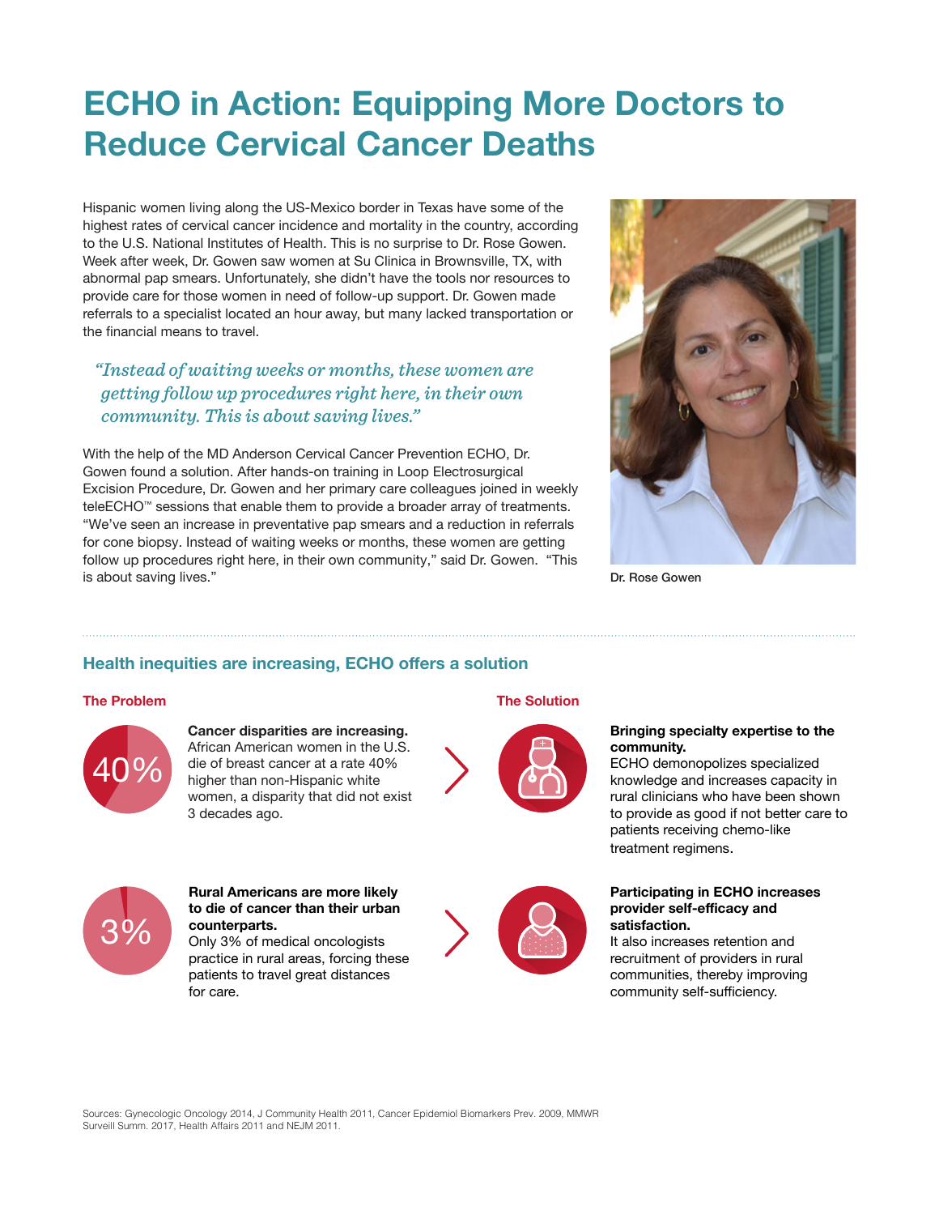# ECHO in Action: Equipping More Doctors to Reduce Cervical Cancer Deaths

Hispanic women living along the US-Mexico border in Texas have some of the highest rates of cervical cancer incidence and mortality in the country, according to the U.S. National Institutes of Health. This is no surprise to Dr. Rose Gowen. Week after week, Dr. Gowen saw women at Su Clinica in Brownsville, TX, with abnormal pap smears. Unfortunately, she didn't have the tools nor resources to provide care for those women in need of follow-up support. Dr. Gowen made referrals to a specialist located an hour away, but many lacked transportation or the financial means to travel.

> *"Instead of waiting weeks or months, these women are getting follow up procedures right here, in their own community. This is about saving lives."*

With the help of the MD Anderson Cervical Cancer Prevention ECHO, Dr. Gowen found a solution. After hands-on training in Loop Electrosurgical Excision Procedure, Dr. Gowen and her primary care colleagues joined in weekly teleECHO™ sessions that enable them to provide a broader array of treatments. "We've seen an increase in preventative pap smears and a reduction in referrals for cone biopsy. Instead of waiting weeks or months, these women are getting follow up procedures right here, in their own community," said Dr. Gowen. "This is about saving lives."

Dr. Rose Gowen

## Health inequities are increasing, ECHO offers a solution

### The Problem

40%

**Cancer disparities are increasing.**
African American women in the U.S. die of breast cancer at a rate 40% higher than non-Hispanic white women, a disparity that did not exist 3 decades ago.

3%

**Rural Americans are more likely to die of cancer than their urban counterparts.**
Only 3% of medical oncologists practice in rural areas, forcing these patients to travel great distances for care.

### The Solution

**Bringing specialty expertise to the community.**
ECHO demonopolizes specialized knowledge and increases capacity in rural clinicians who have been shown to provide as good if not better care to patients receiving chemo-like treatment regimens.

**Participating in ECHO increases provider self-efficacy and satisfaction.**
It also increases retention and recruitment of providers in rural communities, thereby improving community self-sufficiency.

Sources: Gynecologic Oncology 2014, J Community Health 2011, Cancer Epidemiol Biomarkers Prev. 2009, MMWR Surveill Summ. 2017, Health Affairs 2011 and NEJM 2011.